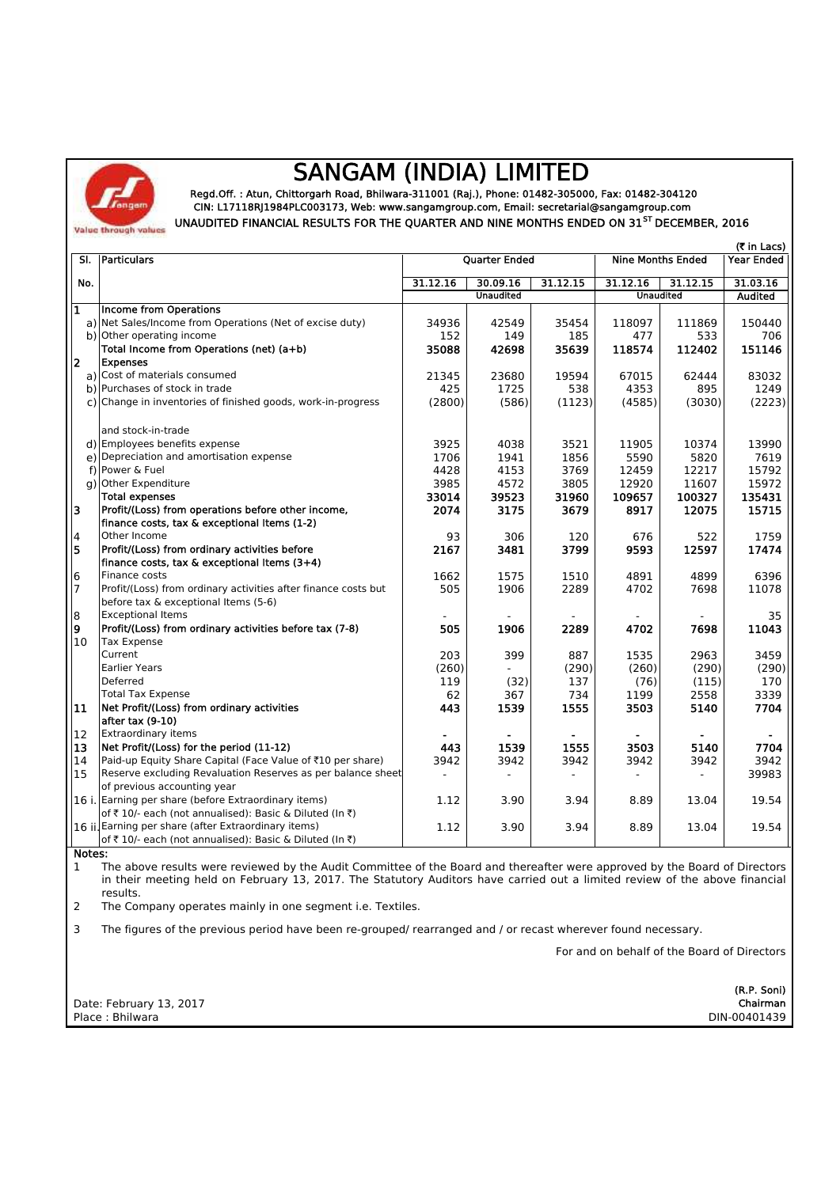# SANGAM (INDIA) LIMITED

Regd.Off. : Atun, Chittorgarh Road, Bhilwara-311001 (Raj.), Phone: 01482-305000, Fax: 01482-304120
CIN: L17118RJ1984PLC003173, Web: www.sangamgroup.com, Email: secretarial@sangamgroup.com

UNAUDITED FINANCIAL RESULTS FOR THE QUARTER AND NINE MONTHS ENDED ON 31ST DECEMBER, 2016

(₹ in Lacs)

| Sl. No. | Particulars | Quarter Ended | | | Nine Months Ended | | Year Ended |
|---|---|---|---|---|---|---|---|
| | | 31.12.16 | 30.09.16 | 31.12.15 | 31.12.16 | 31.12.15 | 31.03.16 |
| | | Unaudited | | | Unaudited | | Audited |
| 1 | **Income from Operations** | | | | | | |
| a) | Net Sales/Income from Operations (Net of excise duty) | 34936 | 42549 | 35454 | 118097 | 111869 | 150440 |
| b) | Other operating income | 152 | 149 | 185 | 477 | 533 | 706 |
| | Total Income from Operations (net) (a+b) | **35088** | **42698** | **35639** | **118574** | **112402** | **151146** |
| 2 | **Expenses** | | | | | | |
| a) | Cost of materials consumed | 21345 | 23680 | 19594 | 67015 | 62444 | 83032 |
| b) | Purchases of stock in trade | 425 | 1725 | 538 | 4353 | 895 | 1249 |
| c) | Change in inventories of finished goods, work-in-progress and stock-in-trade | (2800) | (586) | (1123) | (4585) | (3030) | (2223) |
| d) | Employees benefits expense | 3925 | 4038 | 3521 | 11905 | 10374 | 13990 |
| e) | Depreciation and amortisation expense | 1706 | 1941 | 1856 | 5590 | 5820 | 7619 |
| f) | Power & Fuel | 4428 | 4153 | 3769 | 12459 | 12217 | 15792 |
| g) | Other Expenditure | 3985 | 4572 | 3805 | 12920 | 11607 | 15972 |
| | **Total expenses** | **33014** | **39523** | **31960** | **109657** | **100327** | **135431** |
| 3 | **Profit/(Loss) from operations before other income, finance costs, tax & exceptional Items (1-2)** | **2074** | **3175** | **3679** | **8917** | **12075** | **15715** |
| 4 | Other Income | 93 | 306 | 120 | 676 | 522 | 1759 |
| 5 | **Profit/(Loss) from ordinary activities before finance costs, tax & exceptional Items (3+4)** | **2167** | **3481** | **3799** | **9593** | **12597** | **17474** |
| 6 | Finance costs | 1662 | 1575 | 1510 | 4891 | 4899 | 6396 |
| 7 | Profit/(Loss) from ordinary activities after finance costs but before tax & exceptional Items (5-6) | 505 | 1906 | 2289 | 4702 | 7698 | 11078 |
| 8 | Exceptional Items | - | - | - | - | - | 35 |
| 9 | **Profit/(Loss) from ordinary activities before tax (7-8)** | **505** | **1906** | **2289** | **4702** | **7698** | **11043** |
| 10 | Tax Expense | | | | | | |
| | Current | 203 | 399 | 887 | 1535 | 2963 | 3459 |
| | Earlier Years | (260) | - | (290) | (260) | (290) | (290) |
| | Deferred | 119 | (32) | 137 | (76) | (115) | 170 |
| | Total Tax Expense | 62 | 367 | 734 | 1199 | 2558 | 3339 |
| 11 | **Net Profit/(Loss) from ordinary activities after tax (9-10)** | **443** | **1539** | **1555** | **3503** | **5140** | **7704** |
| 12 | Extraordinary items | - | - | - | - | - | - |
| 13 | **Net Profit/(Loss) for the period (11-12)** | **443** | **1539** | **1555** | **3503** | **5140** | **7704** |
| 14 | Paid-up Equity Share Capital (Face Value of ₹10 per share) | 3942 | 3942 | 3942 | 3942 | 3942 | 3942 |
| 15 | Reserve excluding Revaluation Reserves as per balance sheet of previous accounting year | - | - | - | - | - | 39983 |
| 16 i. | Earning per share (before Extraordinary items) of ₹ 10/- each (not annualised): Basic & Diluted (In ₹) | 1.12 | 3.90 | 3.94 | 8.89 | 13.04 | 19.54 |
| 16 ii. | Earning per share (after Extraordinary items) of ₹ 10/- each (not annualised): Basic & Diluted (In ₹) | 1.12 | 3.90 | 3.94 | 8.89 | 13.04 | 19.54 |

**Notes:**

1. The above results were reviewed by the Audit Committee of the Board and thereafter were approved by the Board of Directors in their meeting held on February 13, 2017. The Statutory Auditors have carried out a limited review of the above financial results.
2. The Company operates mainly in one segment i.e. Textiles.
3. The figures of the previous period have been re-grouped/ rearranged and / or recast wherever found necessary.

For and on behalf of the Board of Directors

Date: February 13, 2017
Place : Bhilwara

(R.P. Soni)
Chairman
DIN-00401439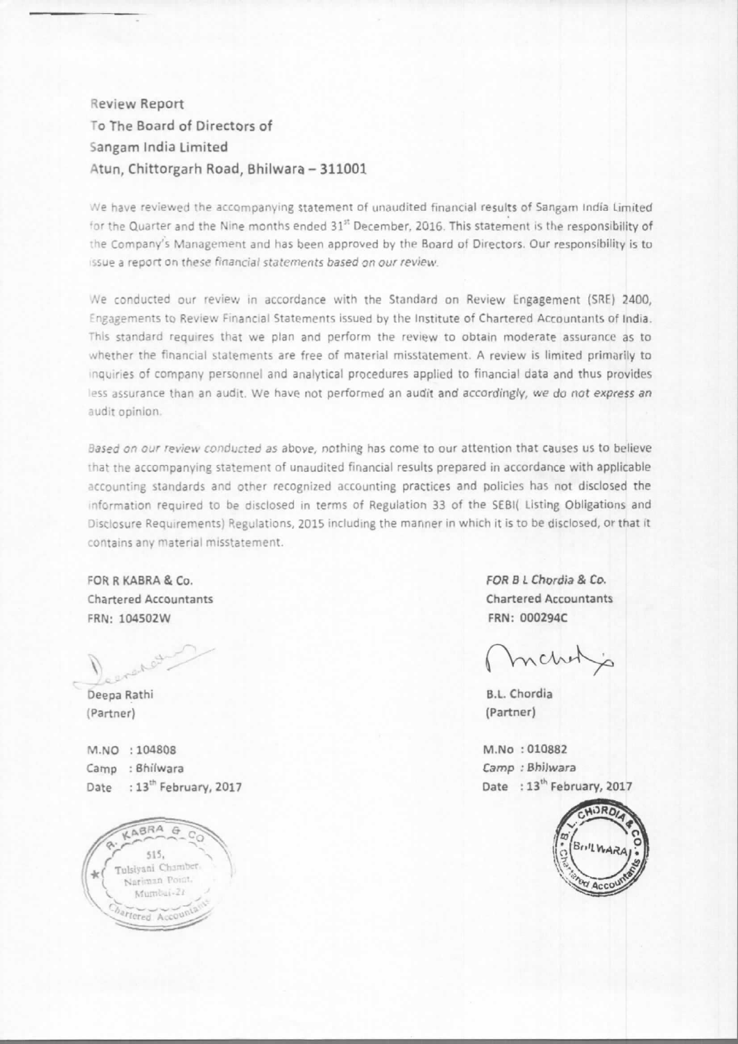Review Report
To The Board of Directors of
Sangam India Limited
Atun, Chittorgarh Road, Bhilwara – 311001

We have reviewed the accompanying statement of unaudited financial results of Sangam India Limited for the Quarter and the Nine months ended 31st December, 2016. This statement is the responsibility of the Company's Management and has been approved by the Board of Directors. Our responsibility is to issue a report on these financial statements based on our review.

We conducted our review in accordance with the Standard on Review Engagement (SRE) 2400, Engagements to Review Financial Statements issued by the Institute of Chartered Accountants of India. This standard requires that we plan and perform the review to obtain moderate assurance as to whether the financial statements are free of material misstatement. A review is limited primarily to inquiries of company personnel and analytical procedures applied to financial data and thus provides less assurance than an audit. We have not performed an audit and accordingly, we do not express an audit opinion.

Based on our review conducted as above, nothing has come to our attention that causes us to believe that the accompanying statement of unaudited financial results prepared in accordance with applicable accounting standards and other recognized accounting practices and policies has not disclosed the information required to be disclosed in terms of Regulation 33 of the SEBI( Listing Obligations and Disclosure Requirements) Regulations, 2015 including the manner in which it is to be disclosed, or that it contains any material misstatement.

FOR R KABRA & Co.
Chartered Accountants
FRN: 104502W

Deepa Rathi
(Partner)

M.NO : 104808
Camp : Bhilwara
Date : 13th February, 2017

*FOR B L Chordia & Co.*
Chartered Accountants
FRN: 000294C

B.L. Chordia
(Partner)

M.No : 010882
Camp : Bhilwara
Date : 13th February, 2017